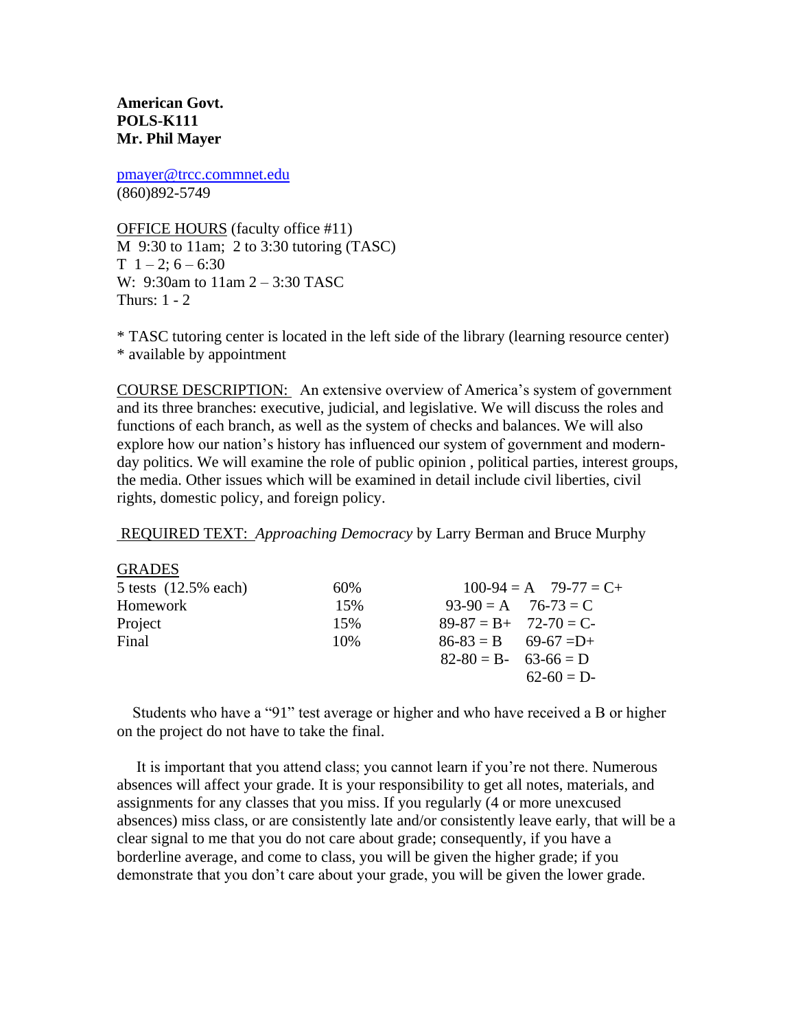**American Govt.**
**POLS-K111**
**Mr. Phil Mayer**

pmayer@trcc.commnet.edu
(860)892-5749

<u>OFFICE HOURS</u> (faculty office #11)
M 9:30 to 11am; 2 to 3:30 tutoring (TASC)
T 1 – 2; 6 – 6:30
W: 9:30am to 11am 2 – 3:30 TASC
Thurs: 1 - 2

* TASC tutoring center is located in the left side of the library (learning resource center)
* available by appointment

<u>COURSE DESCRIPTION:</u> An extensive overview of America's system of government and its three branches: executive, judicial, and legislative. We will discuss the roles and functions of each branch, as well as the system of checks and balances. We will also explore how our nation's history has influenced our system of government and modern-day politics. We will examine the role of public opinion , political parties, interest groups, the media. Other issues which will be examined in detail include civil liberties, civil rights, domestic policy, and foreign policy.

<u>REQUIRED TEXT:</u> *Approaching Democracy* by Larry Berman and Bruce Murphy

<u>GRADES</u>

| | | | |
|---|---|---|---|
| 5 tests (12.5% each) | 60% | 100-94 = A | 79-77 = C+ |
| Homework | 15% | 93-90 = A | 76-73 = C |
| Project | 15% | 89-87 = B+ | 72-70 = C- |
| Final | 10% | 86-83 = B | 69-67 =D+ |
| | | 82-80 = B- | 63-66 = D |
| | | | 62-60 = D- |

Students who have a "91" test average or higher and who have received a B or higher on the project do not have to take the final.

It is important that you attend class; you cannot learn if you're not there. Numerous absences will affect your grade. It is your responsibility to get all notes, materials, and assignments for any classes that you miss. If you regularly (4 or more unexcused absences) miss class, or are consistently late and/or consistently leave early, that will be a clear signal to me that you do not care about grade; consequently, if you have a borderline average, and come to class, you will be given the higher grade; if you demonstrate that you don't care about your grade, you will be given the lower grade.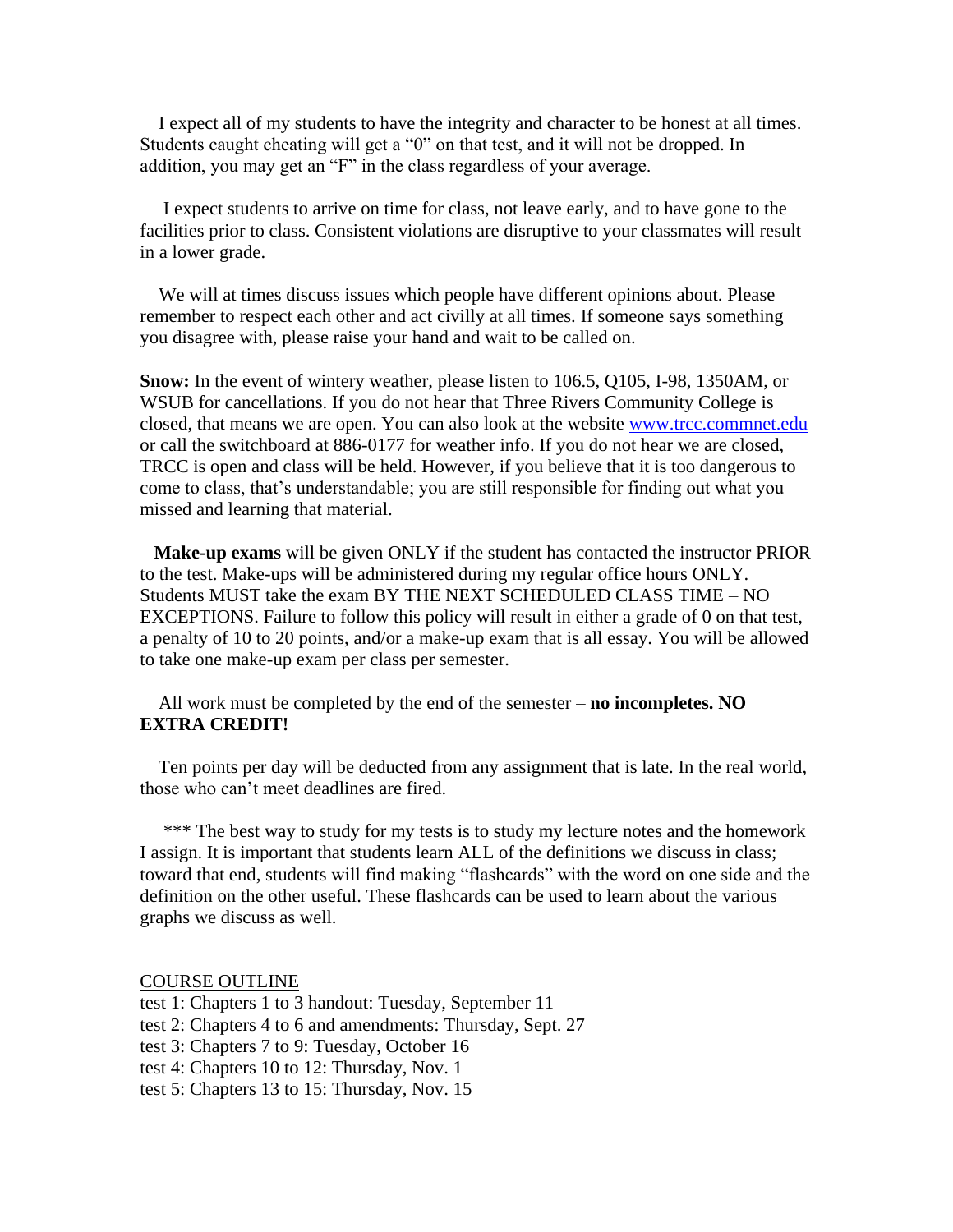I expect all of my students to have the integrity and character to be honest at all times. Students caught cheating will get a “0” on that test, and it will not be dropped. In addition, you may get an “F” in the class regardless of your average.

I expect students to arrive on time for class, not leave early, and to have gone to the facilities prior to class. Consistent violations are disruptive to your classmates will result in a lower grade.

We will at times discuss issues which people have different opinions about. Please remember to respect each other and act civilly at all times. If someone says something you disagree with, please raise your hand and wait to be called on.

**Snow:** In the event of wintery weather, please listen to 106.5, Q105, I-98, 1350AM, or WSUB for cancellations. If you do not hear that Three Rivers Community College is closed, that means we are open. You can also look at the website [www.trcc.commnet.edu](http://www.trcc.commnet.edu) or call the switchboard at 886-0177 for weather info. If you do not hear we are closed, TRCC is open and class will be held. However, if you believe that it is too dangerous to come to class, that’s understandable; you are still responsible for finding out what you missed and learning that material.

**Make-up exams** will be given ONLY if the student has contacted the instructor PRIOR to the test. Make-ups will be administered during my regular office hours ONLY. Students MUST take the exam BY THE NEXT SCHEDULED CLASS TIME – NO EXCEPTIONS. Failure to follow this policy will result in either a grade of 0 on that test, a penalty of 10 to 20 points, and/or a make-up exam that is all essay. You will be allowed to take one make-up exam per class per semester.

All work must be completed by the end of the semester – **no incompletes. NO EXTRA CREDIT!**

Ten points per day will be deducted from any assignment that is late. In the real world, those who can’t meet deadlines are fired.

*** The best way to study for my tests is to study my lecture notes and the homework I assign. It is important that students learn ALL of the definitions we discuss in class; toward that end, students will find making “flashcards” with the word on one side and the definition on the other useful. These flashcards can be used to learn about the various graphs we discuss as well.

COURSE OUTLINE

test 1: Chapters 1 to 3 handout: Tuesday, September 11
test 2: Chapters 4 to 6 and amendments: Thursday, Sept. 27
test 3: Chapters 7 to 9: Tuesday, October 16
test 4: Chapters 10 to 12: Thursday, Nov. 1
test 5: Chapters 13 to 15: Thursday, Nov. 15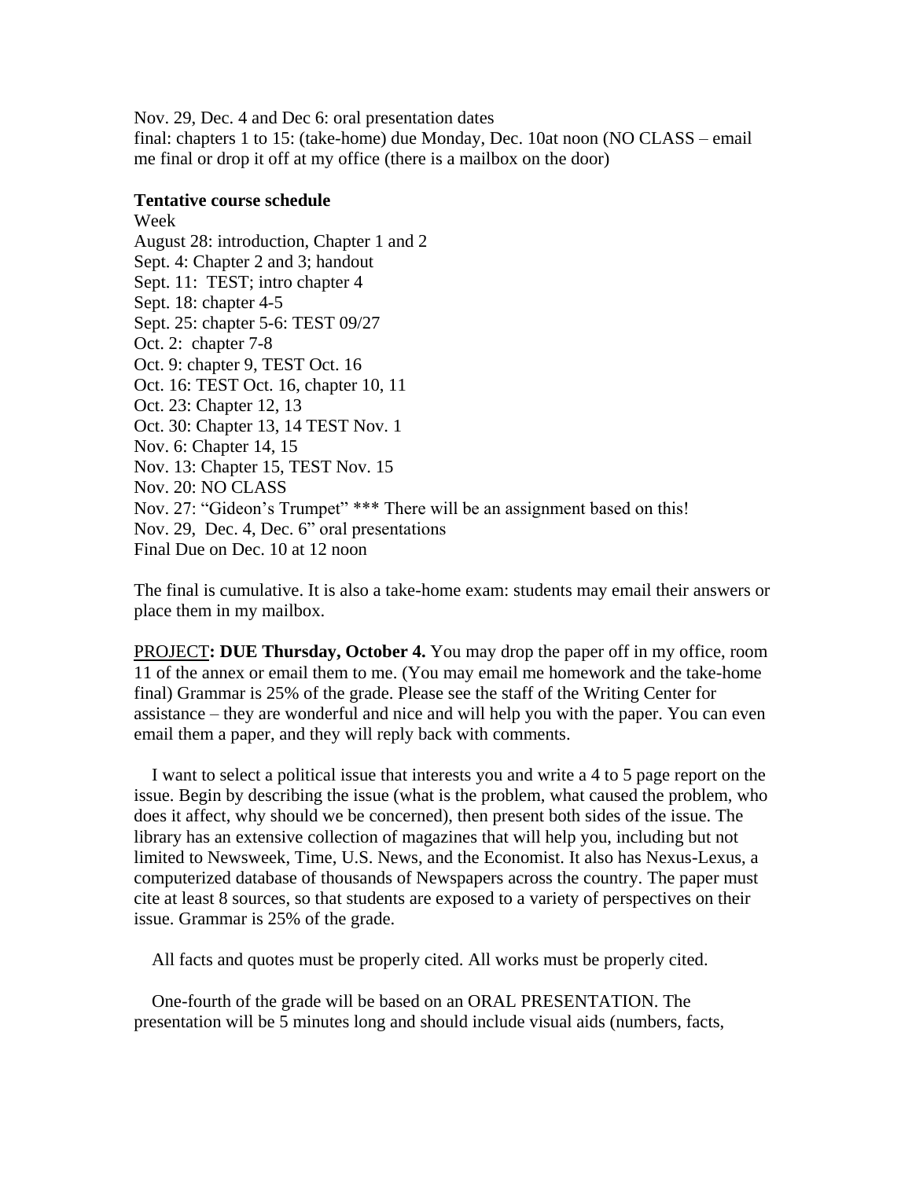Nov. 29, Dec. 4 and Dec 6: oral presentation dates
final: chapters 1 to 15: (take-home) due Monday, Dec. 10at noon (NO CLASS – email me final or drop it off at my office (there is a mailbox on the door)

**Tentative course schedule**

Week
August 28: introduction, Chapter 1 and 2
Sept. 4: Chapter 2 and 3; handout
Sept. 11: TEST; intro chapter 4
Sept. 18: chapter 4-5
Sept. 25: chapter 5-6: TEST 09/27
Oct. 2: chapter 7-8
Oct. 9: chapter 9, TEST Oct. 16
Oct. 16: TEST Oct. 16, chapter 10, 11
Oct. 23: Chapter 12, 13
Oct. 30: Chapter 13, 14 TEST Nov. 1
Nov. 6: Chapter 14, 15
Nov. 13: Chapter 15, TEST Nov. 15
Nov. 20: NO CLASS
Nov. 27: "Gideon's Trumpet" *** There will be an assignment based on this!
Nov. 29, Dec. 4, Dec. 6" oral presentations
Final Due on Dec. 10 at 12 noon

The final is cumulative. It is also a take-home exam: students may email their answers or place them in my mailbox.

PROJECT**: DUE Thursday, October 4.** You may drop the paper off in my office, room 11 of the annex or email them to me. (You may email me homework and the take-home final) Grammar is 25% of the grade. Please see the staff of the Writing Center for assistance – they are wonderful and nice and will help you with the paper. You can even email them a paper, and they will reply back with comments.

I want to select a political issue that interests you and write a 4 to 5 page report on the issue. Begin by describing the issue (what is the problem, what caused the problem, who does it affect, why should we be concerned), then present both sides of the issue. The library has an extensive collection of magazines that will help you, including but not limited to Newsweek, Time, U.S. News, and the Economist. It also has Nexus-Lexus, a computerized database of thousands of Newspapers across the country. The paper must cite at least 8 sources, so that students are exposed to a variety of perspectives on their issue. Grammar is 25% of the grade.

All facts and quotes must be properly cited. All works must be properly cited.

One-fourth of the grade will be based on an ORAL PRESENTATION. The presentation will be 5 minutes long and should include visual aids (numbers, facts,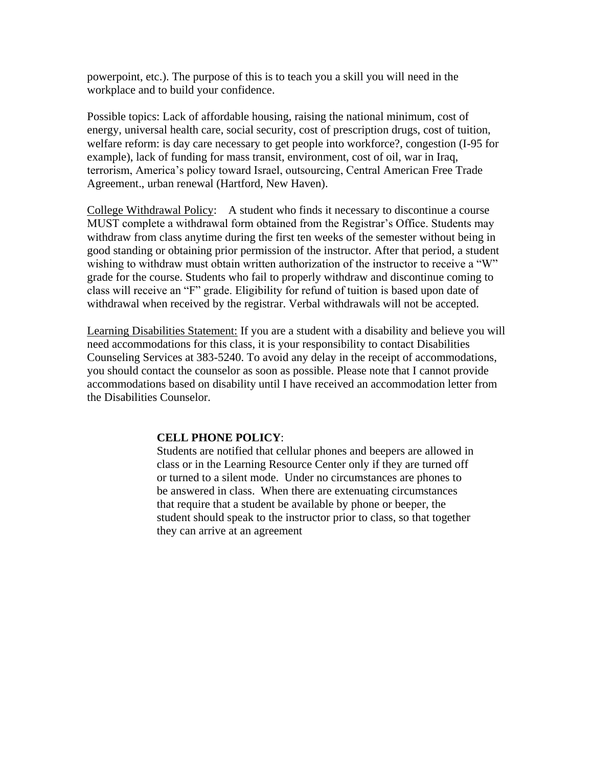powerpoint, etc.). The purpose of this is to teach you a skill you will need in the workplace and to build your confidence.

Possible topics: Lack of affordable housing, raising the national minimum, cost of energy, universal health care, social security, cost of prescription drugs, cost of tuition, welfare reform: is day care necessary to get people into workforce?, congestion (I-95 for example), lack of funding for mass transit, environment, cost of oil, war in Iraq, terrorism, America's policy toward Israel, outsourcing, Central American Free Trade Agreement., urban renewal (Hartford, New Haven).

<u>College Withdrawal Policy</u>: A student who finds it necessary to discontinue a course MUST complete a withdrawal form obtained from the Registrar's Office. Students may withdraw from class anytime during the first ten weeks of the semester without being in good standing or obtaining prior permission of the instructor. After that period, a student wishing to withdraw must obtain written authorization of the instructor to receive a "W" grade for the course. Students who fail to properly withdraw and discontinue coming to class will receive an "F" grade. Eligibility for refund of tuition is based upon date of withdrawal when received by the registrar. Verbal withdrawals will not be accepted.

<u>Learning Disabilities Statement:</u> If you are a student with a disability and believe you will need accommodations for this class, it is your responsibility to contact Disabilities Counseling Services at 383-5240. To avoid any delay in the receipt of accommodations, you should contact the counselor as soon as possible. Please note that I cannot provide accommodations based on disability until I have received an accommodation letter from the Disabilities Counselor.

**CELL PHONE POLICY**:
Students are notified that cellular phones and beepers are allowed in class or in the Learning Resource Center only if they are turned off or turned to a silent mode. Under no circumstances are phones to be answered in class. When there are extenuating circumstances that require that a student be available by phone or beeper, the student should speak to the instructor prior to class, so that together they can arrive at an agreement